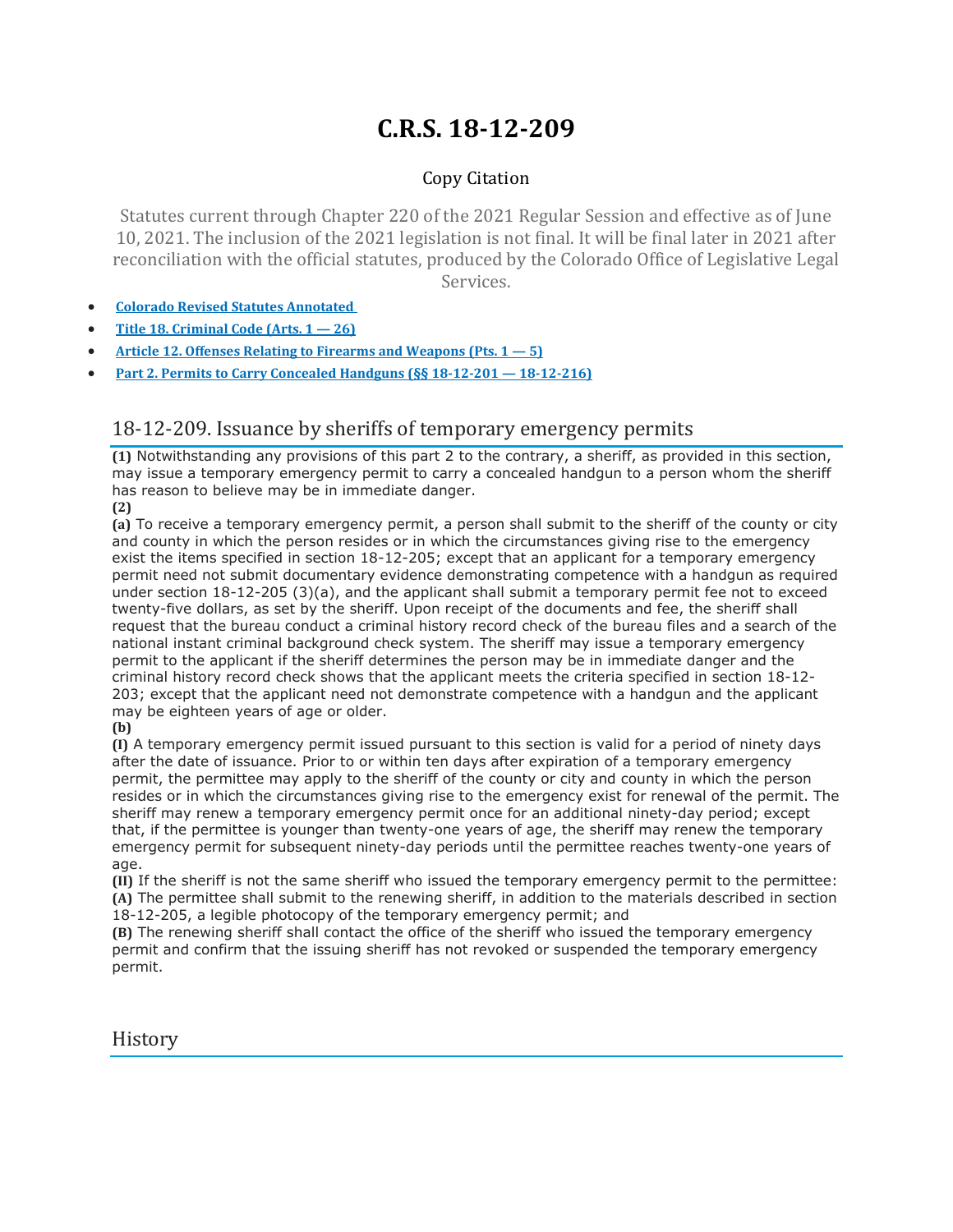# C.R.S. 18-12-209

Copy Citation

Statutes current through Chapter 220 of the 2021 Regular Session and effective as of June 10, 2021. The inclusion of the 2021 legislation is not final. It will be final later in 2021 after reconciliation with the official statutes, produced by the Colorado Office of Legislative Legal Services.

- **Colorado Revised Statutes Annotated**
- **Title 18. Criminal Code (Arts. 1 — 26)**
- **Article 12. Offenses Relating to Firearms and Weapons (Pts. 1 — 5)**
- **Part 2. Permits to Carry Concealed Handguns (§§ 18-12-201 — 18-12-216)**

## 18-12-209. Issuance by sheriffs of temporary emergency permits

**(1)** Notwithstanding any provisions of this part 2 to the contrary, a sheriff, as provided in this section, may issue a temporary emergency permit to carry a concealed handgun to a person whom the sheriff has reason to believe may be in immediate danger.

**(2)**

**(a)** To receive a temporary emergency permit, a person shall submit to the sheriff of the county or city and county in which the person resides or in which the circumstances giving rise to the emergency exist the items specified in section 18-12-205; except that an applicant for a temporary emergency permit need not submit documentary evidence demonstrating competence with a handgun as required under section 18-12-205 (3)(a), and the applicant shall submit a temporary permit fee not to exceed twenty-five dollars, as set by the sheriff. Upon receipt of the documents and fee, the sheriff shall request that the bureau conduct a criminal history record check of the bureau files and a search of the national instant criminal background check system. The sheriff may issue a temporary emergency permit to the applicant if the sheriff determines the person may be in immediate danger and the criminal history record check shows that the applicant meets the criteria specified in section 18-12-203; except that the applicant need not demonstrate competence with a handgun and the applicant may be eighteen years of age or older.

**(b)**

**(I)** A temporary emergency permit issued pursuant to this section is valid for a period of ninety days after the date of issuance. Prior to or within ten days after expiration of a temporary emergency permit, the permittee may apply to the sheriff of the county or city and county in which the person resides or in which the circumstances giving rise to the emergency exist for renewal of the permit. The sheriff may renew a temporary emergency permit once for an additional ninety-day period; except that, if the permittee is younger than twenty-one years of age, the sheriff may renew the temporary emergency permit for subsequent ninety-day periods until the permittee reaches twenty-one years of age.

**(II)** If the sheriff is not the same sheriff who issued the temporary emergency permit to the permittee:

**(A)** The permittee shall submit to the renewing sheriff, in addition to the materials described in section 18-12-205, a legible photocopy of the temporary emergency permit; and

**(B)** The renewing sheriff shall contact the office of the sheriff who issued the temporary emergency permit and confirm that the issuing sheriff has not revoked or suspended the temporary emergency permit.

## History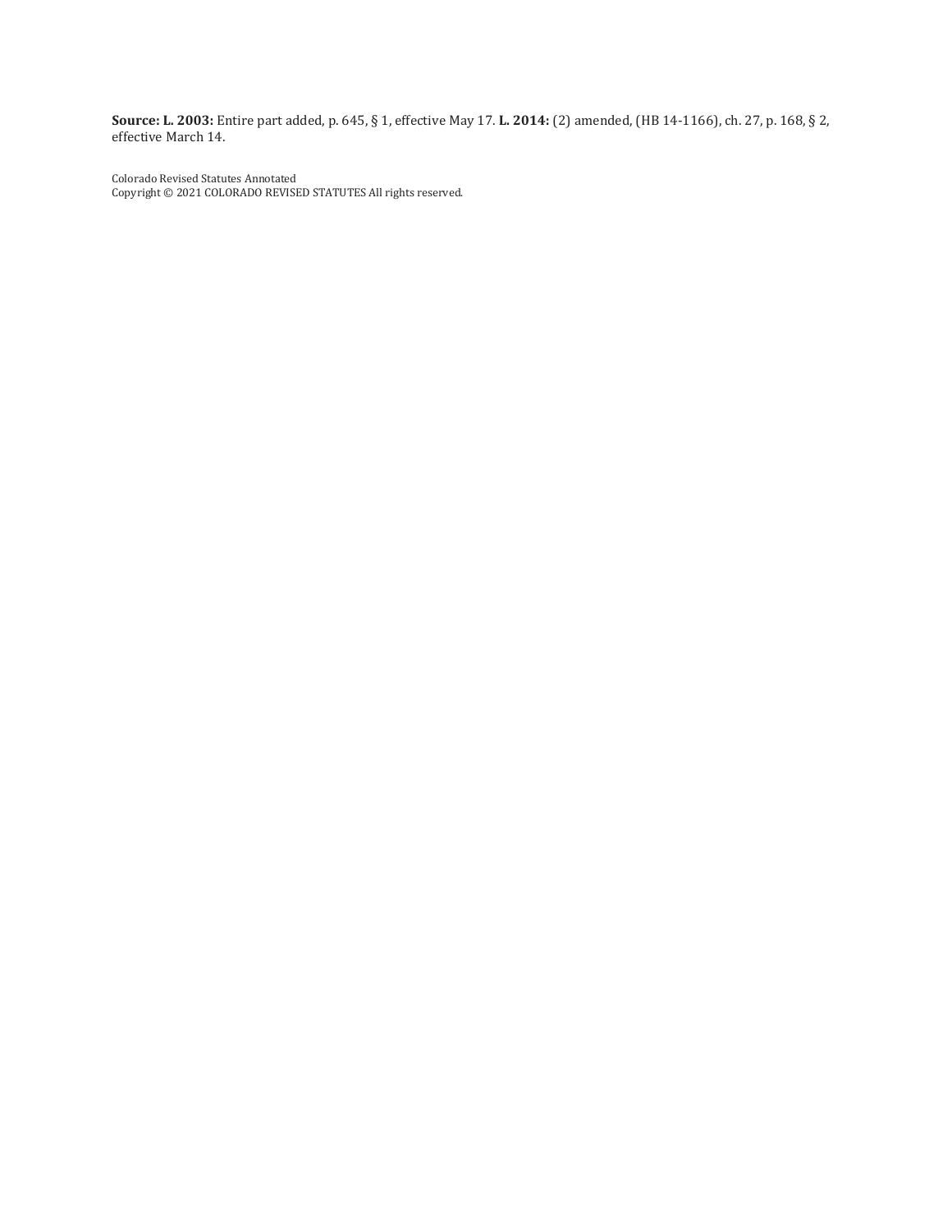**Source: L. 2003:** Entire part added, p. 645, § 1, effective May 17. **L. 2014:** (2) amended, (HB 14-1166), ch. 27, p. 168, § 2, effective March 14.

Colorado Revised Statutes Annotated
Copyright © 2021 COLORADO REVISED STATUTES All rights reserved.